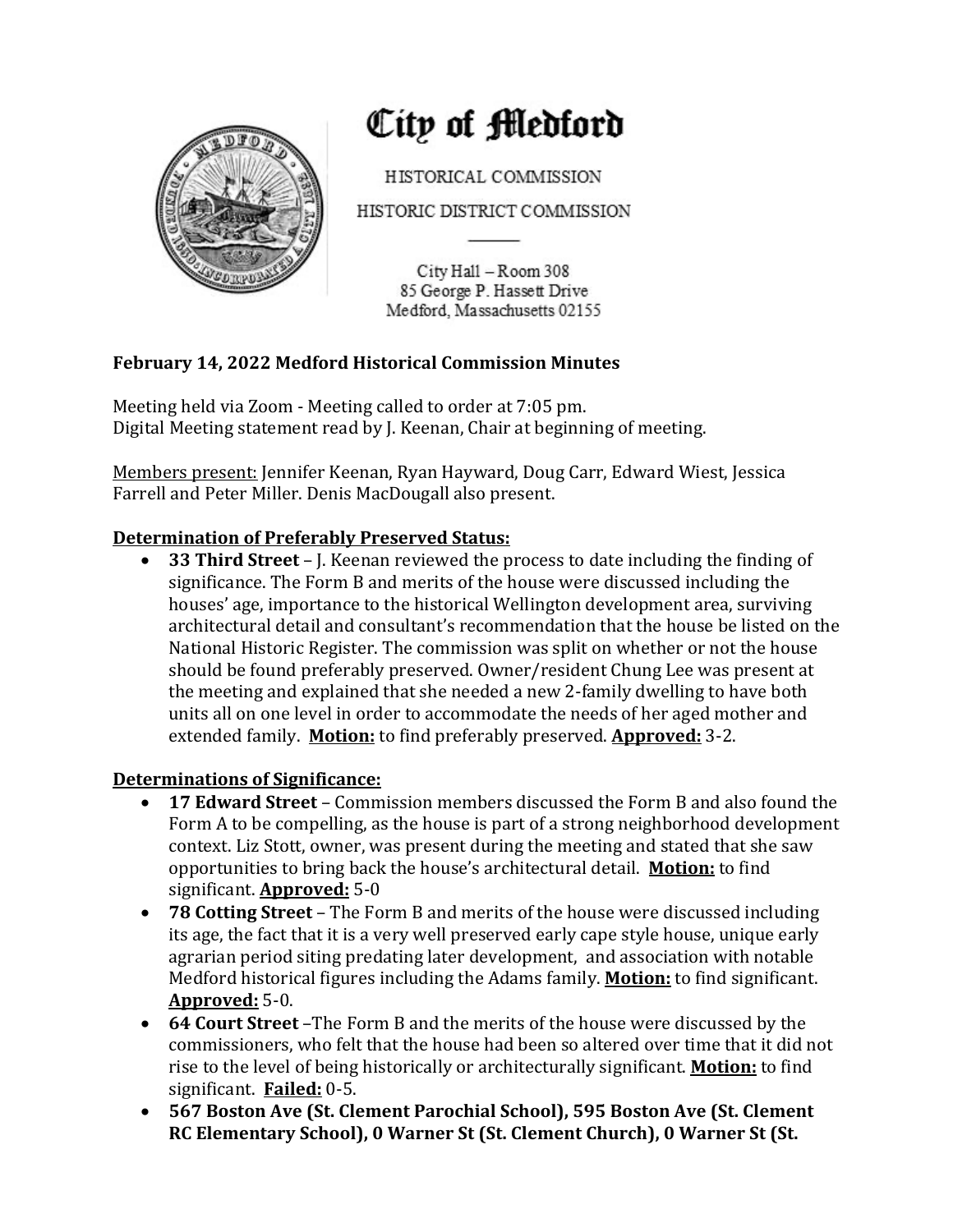# City of Medford

HISTORICAL COMMISSION

HISTORIC DISTRICT COMMISSION

City Hall – Room 308
85 George P. Hassett Drive
Medford, Massachusetts 02155

**February 14, 2022 Medford Historical Commission Minutes**

Meeting held via Zoom - Meeting called to order at 7:05 pm.
Digital Meeting statement read by J. Keenan, Chair at beginning of meeting.

Members present: Jennifer Keenan, Ryan Hayward, Doug Carr, Edward Wiest, Jessica Farrell and Peter Miller. Denis MacDougall also present.

**Determination of Preferably Preserved Status:**

- **33 Third Street** – J. Keenan reviewed the process to date including the finding of significance. The Form B and merits of the house were discussed including the houses' age, importance to the historical Wellington development area, surviving architectural detail and consultant's recommendation that the house be listed on the National Historic Register. The commission was split on whether or not the house should be found preferably preserved. Owner/resident Chung Lee was present at the meeting and explained that she needed a new 2-family dwelling to have both units all on one level in order to accommodate the needs of her aged mother and extended family. **Motion:** to find preferably preserved. **Approved:** 3-2.

**Determinations of Significance:**

- **17 Edward Street** – Commission members discussed the Form B and also found the Form A to be compelling, as the house is part of a strong neighborhood development context. Liz Stott, owner, was present during the meeting and stated that she saw opportunities to bring back the house's architectural detail. **Motion:** to find significant. **Approved:** 5-0
- **78 Cotting Street** – The Form B and merits of the house were discussed including its age, the fact that it is a very well preserved early cape style house, unique early agrarian period siting predating later development, and association with notable Medford historical figures including the Adams family. **Motion:** to find significant. **Approved:** 5-0.
- **64 Court Street** –The Form B and the merits of the house were discussed by the commissioners, who felt that the house had been so altered over time that it did not rise to the level of being historically or architecturally significant. **Motion:** to find significant. **Failed:** 0-5.
- **567 Boston Ave (St. Clement Parochial School), 595 Boston Ave (St. Clement RC Elementary School), 0 Warner St (St. Clement Church), 0 Warner St (St.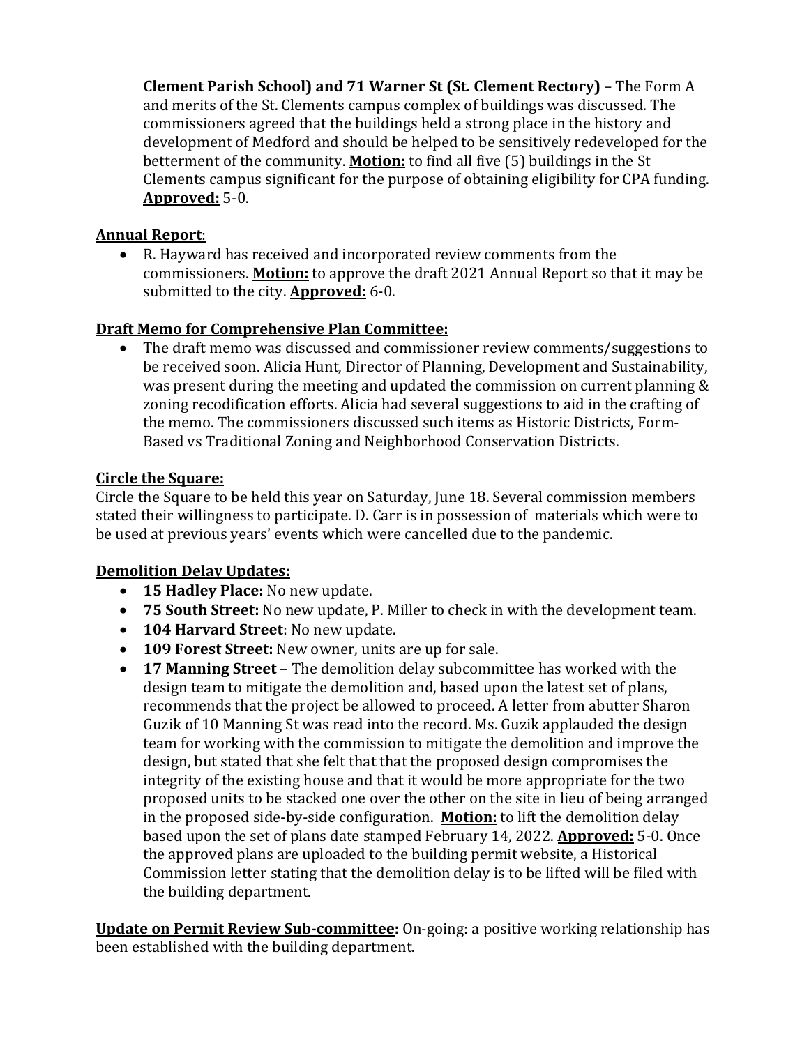**Clement Parish School) and 71 Warner St (St. Clement Rectory)** – The Form A and merits of the St. Clements campus complex of buildings was discussed. The commissioners agreed that the buildings held a strong place in the history and development of Medford and should be helped to be sensitively redeveloped for the betterment of the community. **Motion:** to find all five (5) buildings in the St Clements campus significant for the purpose of obtaining eligibility for CPA funding. **Approved:** 5-0.

**Annual Report**:

- R. Hayward has received and incorporated review comments from the commissioners. **Motion:** to approve the draft 2021 Annual Report so that it may be submitted to the city. **Approved:** 6-0.

**Draft Memo for Comprehensive Plan Committee:**

- The draft memo was discussed and commissioner review comments/suggestions to be received soon. Alicia Hunt, Director of Planning, Development and Sustainability, was present during the meeting and updated the commission on current planning & zoning recodification efforts. Alicia had several suggestions to aid in the crafting of the memo. The commissioners discussed such items as Historic Districts, Form-Based vs Traditional Zoning and Neighborhood Conservation Districts.

**Circle the Square:**

Circle the Square to be held this year on Saturday, June 18. Several commission members stated their willingness to participate. D. Carr is in possession of materials which were to be used at previous years' events which were cancelled due to the pandemic.

**Demolition Delay Updates:**

- **15 Hadley Place:** No new update.
- **75 South Street:** No new update, P. Miller to check in with the development team.
- **104 Harvard Street**: No new update.
- **109 Forest Street:** New owner, units are up for sale.
- **17 Manning Street** – The demolition delay subcommittee has worked with the design team to mitigate the demolition and, based upon the latest set of plans, recommends that the project be allowed to proceed. A letter from abutter Sharon Guzik of 10 Manning St was read into the record. Ms. Guzik applauded the design team for working with the commission to mitigate the demolition and improve the design, but stated that she felt that that the proposed design compromises the integrity of the existing house and that it would be more appropriate for the two proposed units to be stacked one over the other on the site in lieu of being arranged in the proposed side-by-side configuration. **Motion:** to lift the demolition delay based upon the set of plans date stamped February 14, 2022. **Approved:** 5-0. Once the approved plans are uploaded to the building permit website, a Historical Commission letter stating that the demolition delay is to be lifted will be filed with the building department.

**Update on Permit Review Sub-committee:** On-going: a positive working relationship has been established with the building department.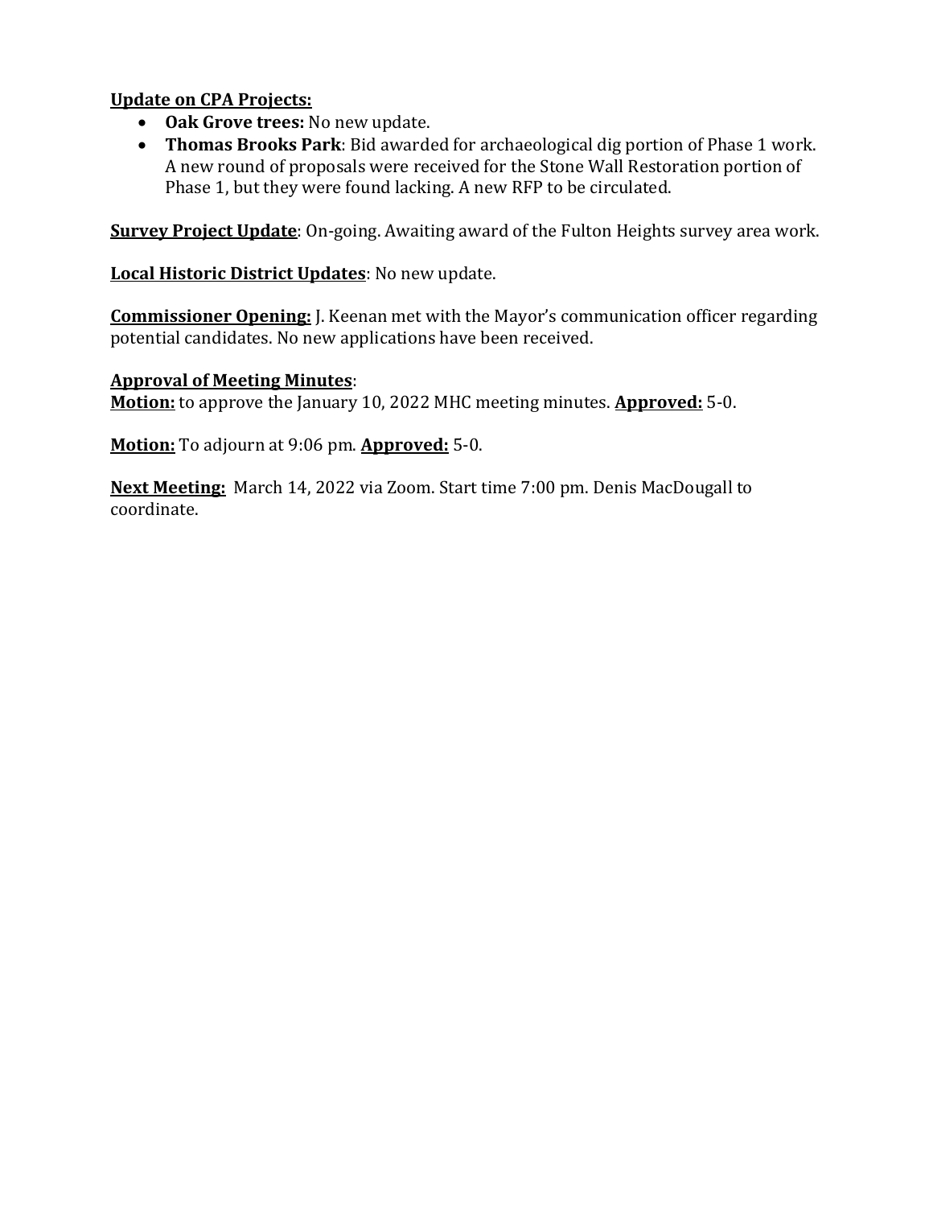**Update on CPA Projects:**

- **Oak Grove trees:** No new update.
- **Thomas Brooks Park**: Bid awarded for archaeological dig portion of Phase 1 work. A new round of proposals were received for the Stone Wall Restoration portion of Phase 1, but they were found lacking. A new RFP to be circulated.

**Survey Project Update**: On-going. Awaiting award of the Fulton Heights survey area work.

**Local Historic District Updates**: No new update.

**Commissioner Opening:** J. Keenan met with the Mayor's communication officer regarding potential candidates. No new applications have been received.

**Approval of Meeting Minutes**:

**Motion:** to approve the January 10, 2022 MHC meeting minutes. **Approved:** 5-0.

**Motion:** To adjourn at 9:06 pm. **Approved:** 5-0.

**Next Meeting:** March 14, 2022 via Zoom. Start time 7:00 pm. Denis MacDougall to coordinate.